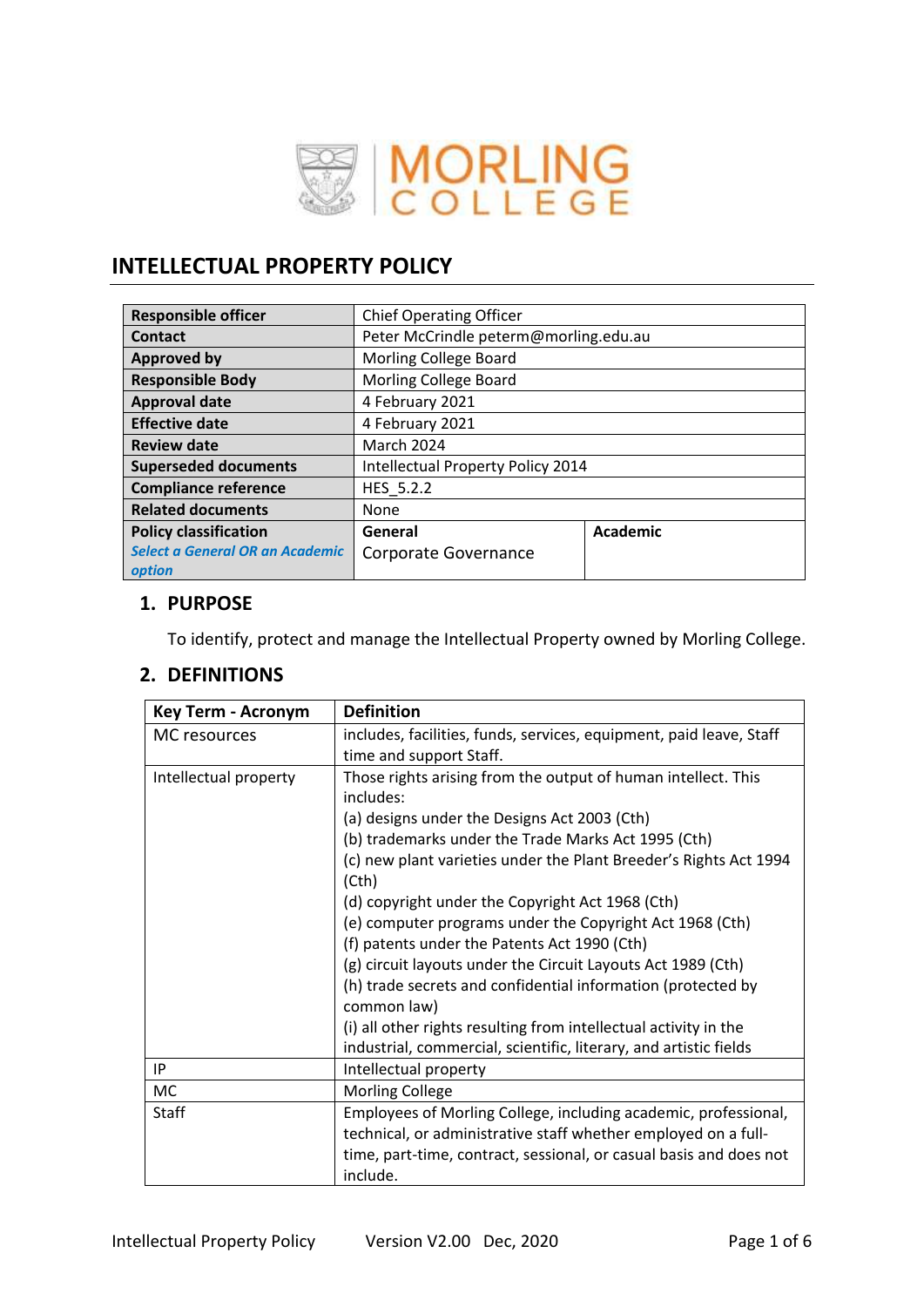# INTELLECTUAL PROPERTY POLICY

| **Responsible officer** | Chief Operating Officer | |
|---|---|---|
| **Contact** | Peter McCrindle peterm@morling.edu.au | |
| **Approved by** | Morling College Board | |
| **Responsible Body** | Morling College Board | |
| **Approval date** | 4 February 2021 | |
| **Effective date** | 4 February 2021 | |
| **Review date** | March 2024 | |
| **Superseded documents** | Intellectual Property Policy 2014 | |
| **Compliance reference** | HES_5.2.2 | |
| **Related documents** | None | |
| **Policy classification** *Select a General OR an Academic option* | **General** Corporate Governance | **Academic** |

## 1. PURPOSE

To identify, protect and manage the Intellectual Property owned by Morling College.

## 2. DEFINITIONS

| Key Term - Acronym | Definition |
|---|---|
| MC resources | includes, facilities, funds, services, equipment, paid leave, Staff time and support Staff. |
| Intellectual property | Those rights arising from the output of human intellect. This includes:<br>(a) designs under the Designs Act 2003 (Cth)<br>(b) trademarks under the Trade Marks Act 1995 (Cth)<br>(c) new plant varieties under the Plant Breeder's Rights Act 1994 (Cth)<br>(d) copyright under the Copyright Act 1968 (Cth)<br>(e) computer programs under the Copyright Act 1968 (Cth)<br>(f) patents under the Patents Act 1990 (Cth)<br>(g) circuit layouts under the Circuit Layouts Act 1989 (Cth)<br>(h) trade secrets and confidential information (protected by common law)<br>(i) all other rights resulting from intellectual activity in the industrial, commercial, scientific, literary, and artistic fields |
| IP | Intellectual property |
| MC | Morling College |
| Staff | Employees of Morling College, including academic, professional, technical, or administrative staff whether employed on a full-time, part-time, contract, sessional, or casual basis and does not include. |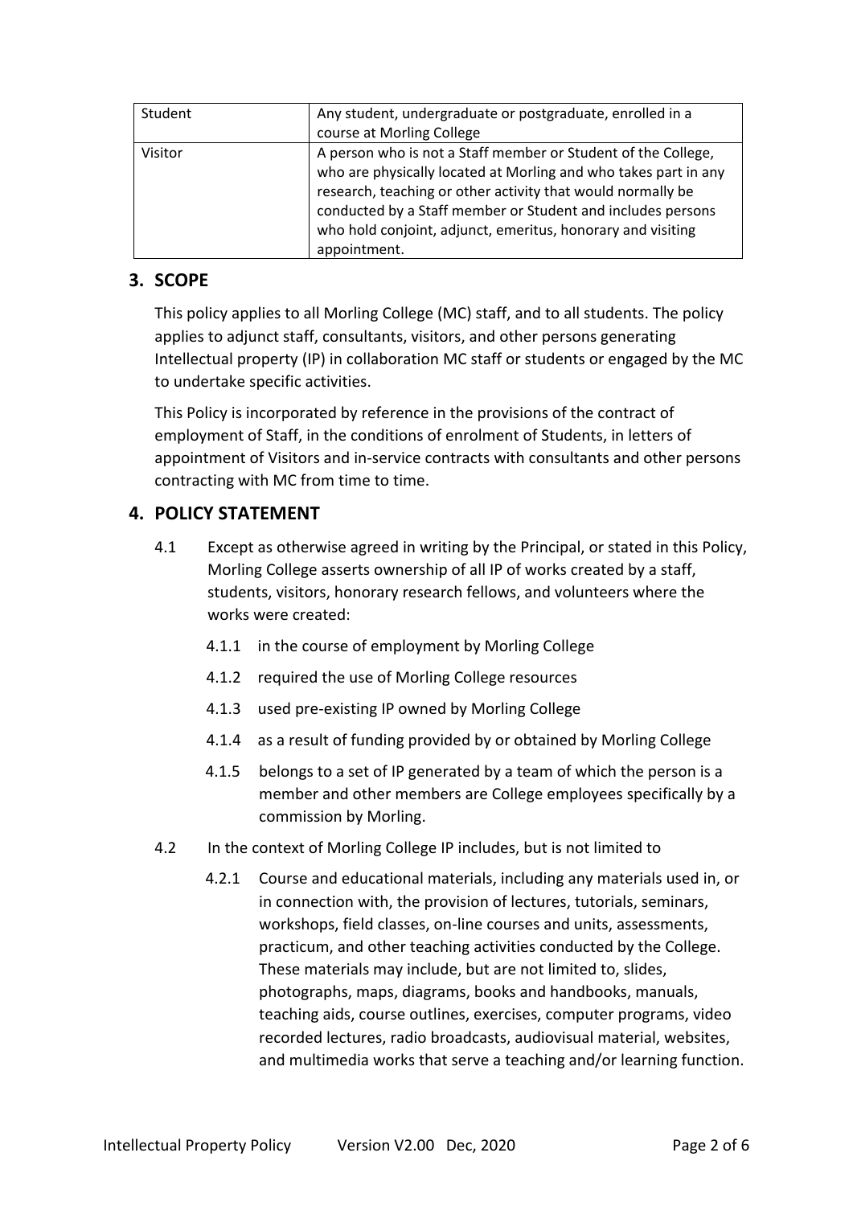| Student | Any student, undergraduate or postgraduate, enrolled in a course at Morling College |
|---|---|
| Visitor | A person who is not a Staff member or Student of the College, who are physically located at Morling and who takes part in any research, teaching or other activity that would normally be conducted by a Staff member or Student and includes persons who hold conjoint, adjunct, emeritus, honorary and visiting appointment. |

## 3. SCOPE

This policy applies to all Morling College (MC) staff, and to all students. The policy applies to adjunct staff, consultants, visitors, and other persons generating Intellectual property (IP) in collaboration MC staff or students or engaged by the MC to undertake specific activities.

This Policy is incorporated by reference in the provisions of the contract of employment of Staff, in the conditions of enrolment of Students, in letters of appointment of Visitors and in-service contracts with consultants and other persons contracting with MC from time to time.

## 4. POLICY STATEMENT

4.1 Except as otherwise agreed in writing by the Principal, or stated in this Policy, Morling College asserts ownership of all IP of works created by a staff, students, visitors, honorary research fellows, and volunteers where the works were created:

- 4.1.1 in the course of employment by Morling College
- 4.1.2 required the use of Morling College resources
- 4.1.3 used pre-existing IP owned by Morling College
- 4.1.4 as a result of funding provided by or obtained by Morling College
- 4.1.5 belongs to a set of IP generated by a team of which the person is a member and other members are College employees specifically by a commission by Morling.

4.2 In the context of Morling College IP includes, but is not limited to

- 4.2.1 Course and educational materials, including any materials used in, or in connection with, the provision of lectures, tutorials, seminars, workshops, field classes, on-line courses and units, assessments, practicum, and other teaching activities conducted by the College. These materials may include, but are not limited to, slides, photographs, maps, diagrams, books and handbooks, manuals, teaching aids, course outlines, exercises, computer programs, video recorded lectures, radio broadcasts, audiovisual material, websites, and multimedia works that serve a teaching and/or learning function.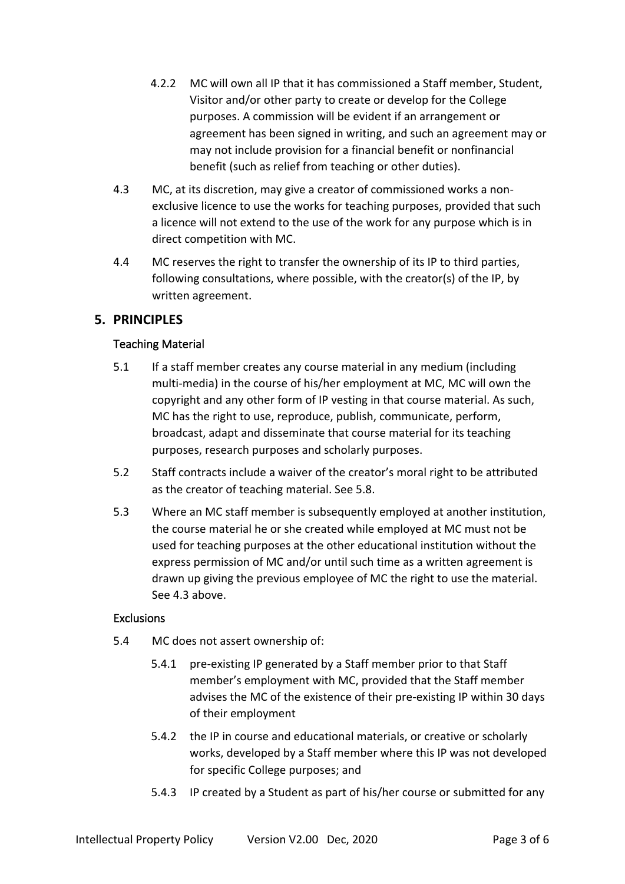4.2.2 MC will own all IP that it has commissioned a Staff member, Student, Visitor and/or other party to create or develop for the College purposes. A commission will be evident if an arrangement or agreement has been signed in writing, and such an agreement may or may not include provision for a financial benefit or nonfinancial benefit (such as relief from teaching or other duties).

4.3 MC, at its discretion, may give a creator of commissioned works a non-exclusive licence to use the works for teaching purposes, provided that such a licence will not extend to the use of the work for any purpose which is in direct competition with MC.

4.4 MC reserves the right to transfer the ownership of its IP to third parties, following consultations, where possible, with the creator(s) of the IP, by written agreement.

## 5. PRINCIPLES

### Teaching Material

5.1 If a staff member creates any course material in any medium (including multi-media) in the course of his/her employment at MC, MC will own the copyright and any other form of IP vesting in that course material. As such, MC has the right to use, reproduce, publish, communicate, perform, broadcast, adapt and disseminate that course material for its teaching purposes, research purposes and scholarly purposes.

5.2 Staff contracts include a waiver of the creator's moral right to be attributed as the creator of teaching material. See 5.8.

5.3 Where an MC staff member is subsequently employed at another institution, the course material he or she created while employed at MC must not be used for teaching purposes at the other educational institution without the express permission of MC and/or until such time as a written agreement is drawn up giving the previous employee of MC the right to use the material. See 4.3 above.

### Exclusions

5.4 MC does not assert ownership of:

5.4.1 pre-existing IP generated by a Staff member prior to that Staff member's employment with MC, provided that the Staff member advises the MC of the existence of their pre-existing IP within 30 days of their employment

5.4.2 the IP in course and educational materials, or creative or scholarly works, developed by a Staff member where this IP was not developed for specific College purposes; and

5.4.3 IP created by a Student as part of his/her course or submitted for any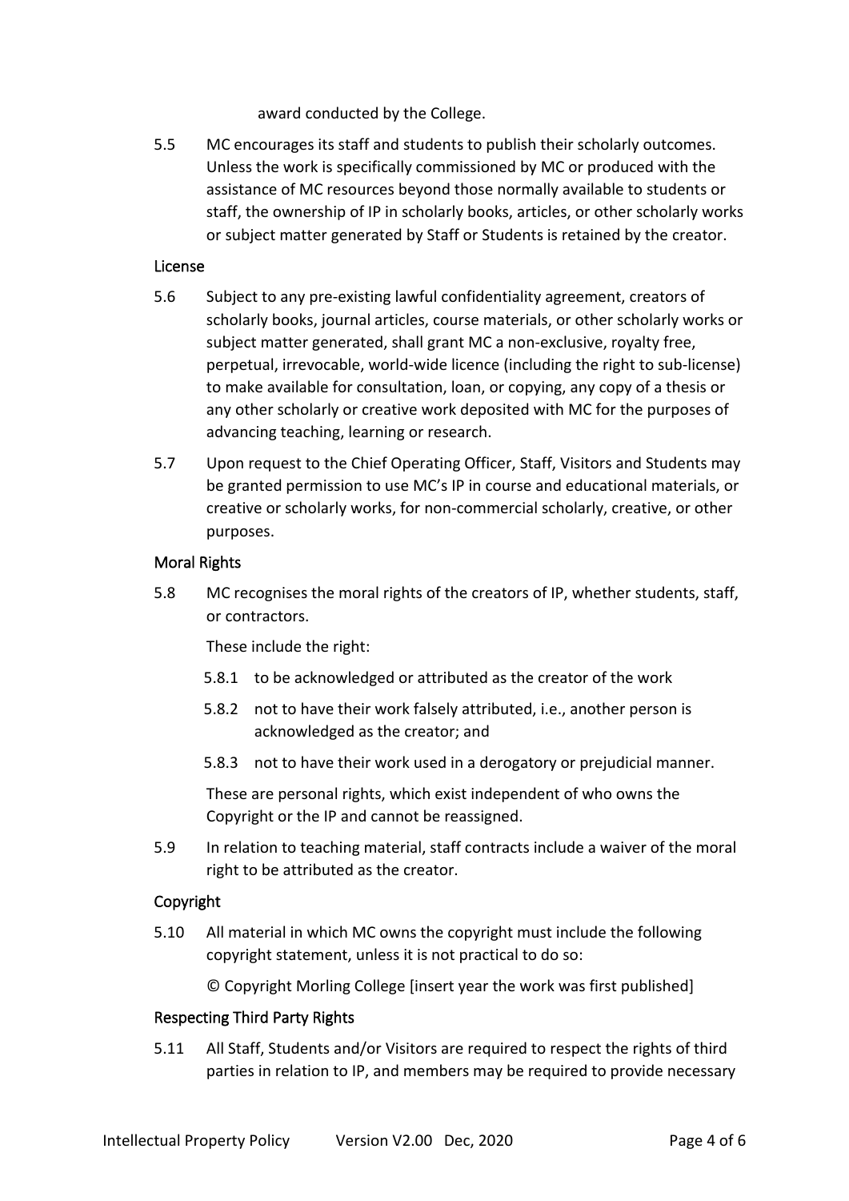award conducted by the College.

5.5 MC encourages its staff and students to publish their scholarly outcomes. Unless the work is specifically commissioned by MC or produced with the assistance of MC resources beyond those normally available to students or staff, the ownership of IP in scholarly books, articles, or other scholarly works or subject matter generated by Staff or Students is retained by the creator.

### License

5.6 Subject to any pre-existing lawful confidentiality agreement, creators of scholarly books, journal articles, course materials, or other scholarly works or subject matter generated, shall grant MC a non-exclusive, royalty free, perpetual, irrevocable, world-wide licence (including the right to sub-license) to make available for consultation, loan, or copying, any copy of a thesis or any other scholarly or creative work deposited with MC for the purposes of advancing teaching, learning or research.

5.7 Upon request to the Chief Operating Officer, Staff, Visitors and Students may be granted permission to use MC's IP in course and educational materials, or creative or scholarly works, for non-commercial scholarly, creative, or other purposes.

### Moral Rights

5.8 MC recognises the moral rights of the creators of IP, whether students, staff, or contractors.

These include the right:

- 5.8.1 to be acknowledged or attributed as the creator of the work
- 5.8.2 not to have their work falsely attributed, i.e., another person is acknowledged as the creator; and
- 5.8.3 not to have their work used in a derogatory or prejudicial manner.

These are personal rights, which exist independent of who owns the Copyright or the IP and cannot be reassigned.

5.9 In relation to teaching material, staff contracts include a waiver of the moral right to be attributed as the creator.

### Copyright

5.10 All material in which MC owns the copyright must include the following copyright statement, unless it is not practical to do so:

© Copyright Morling College [insert year the work was first published]

### Respecting Third Party Rights

5.11 All Staff, Students and/or Visitors are required to respect the rights of third parties in relation to IP, and members may be required to provide necessary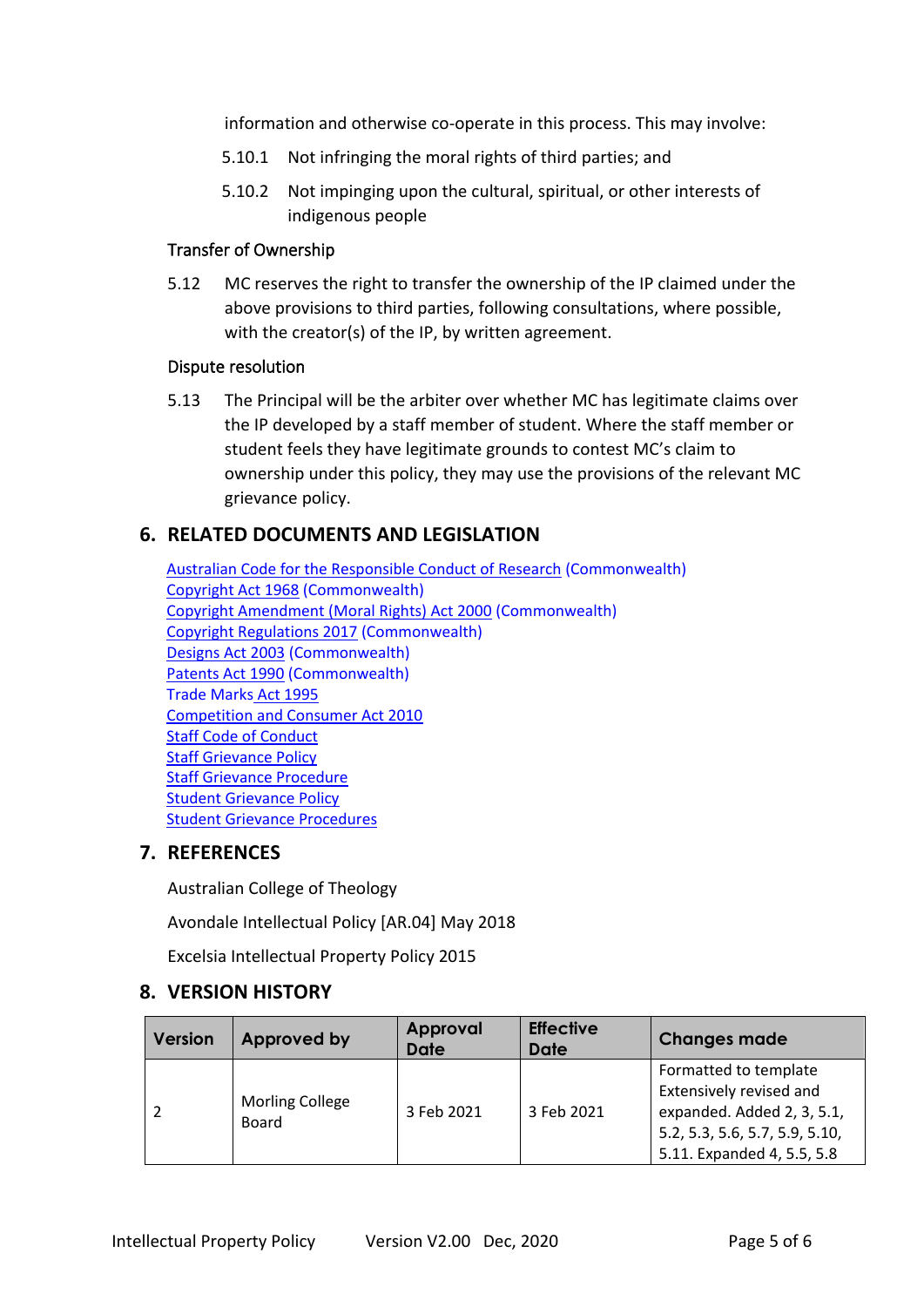information and otherwise co-operate in this process. This may involve:

5.10.1 Not infringing the moral rights of third parties; and

5.10.2 Not impinging upon the cultural, spiritual, or other interests of indigenous people

Transfer of Ownership

5.12 MC reserves the right to transfer the ownership of the IP claimed under the above provisions to third parties, following consultations, where possible, with the creator(s) of the IP, by written agreement.

Dispute resolution

5.13 The Principal will be the arbiter over whether MC has legitimate claims over the IP developed by a staff member of student. Where the staff member or student feels they have legitimate grounds to contest MC's claim to ownership under this policy, they may use the provisions of the relevant MC grievance policy.

## 6. RELATED DOCUMENTS AND LEGISLATION

Australian Code for the Responsible Conduct of Research (Commonwealth)
Copyright Act 1968 (Commonwealth)
Copyright Amendment (Moral Rights) Act 2000 (Commonwealth)
Copyright Regulations 2017 (Commonwealth)
Designs Act 2003 (Commonwealth)
Patents Act 1990 (Commonwealth)
Trade Marks Act 1995
Competition and Consumer Act 2010
Staff Code of Conduct
Staff Grievance Policy
Staff Grievance Procedure
Student Grievance Policy
Student Grievance Procedures

## 7. REFERENCES

Australian College of Theology

Avondale Intellectual Policy [AR.04] May 2018

Excelsia Intellectual Property Policy 2015

## 8. VERSION HISTORY

| Version | Approved by | Approval Date | Effective Date | Changes made |
|---|---|---|---|---|
| 2 | Morling College Board | 3 Feb 2021 | 3 Feb 2021 | Formatted to template Extensively revised and expanded. Added 2, 3, 5.1, 5.2, 5.3, 5.6, 5.7, 5.9, 5.10, 5.11. Expanded 4, 5.5, 5.8 |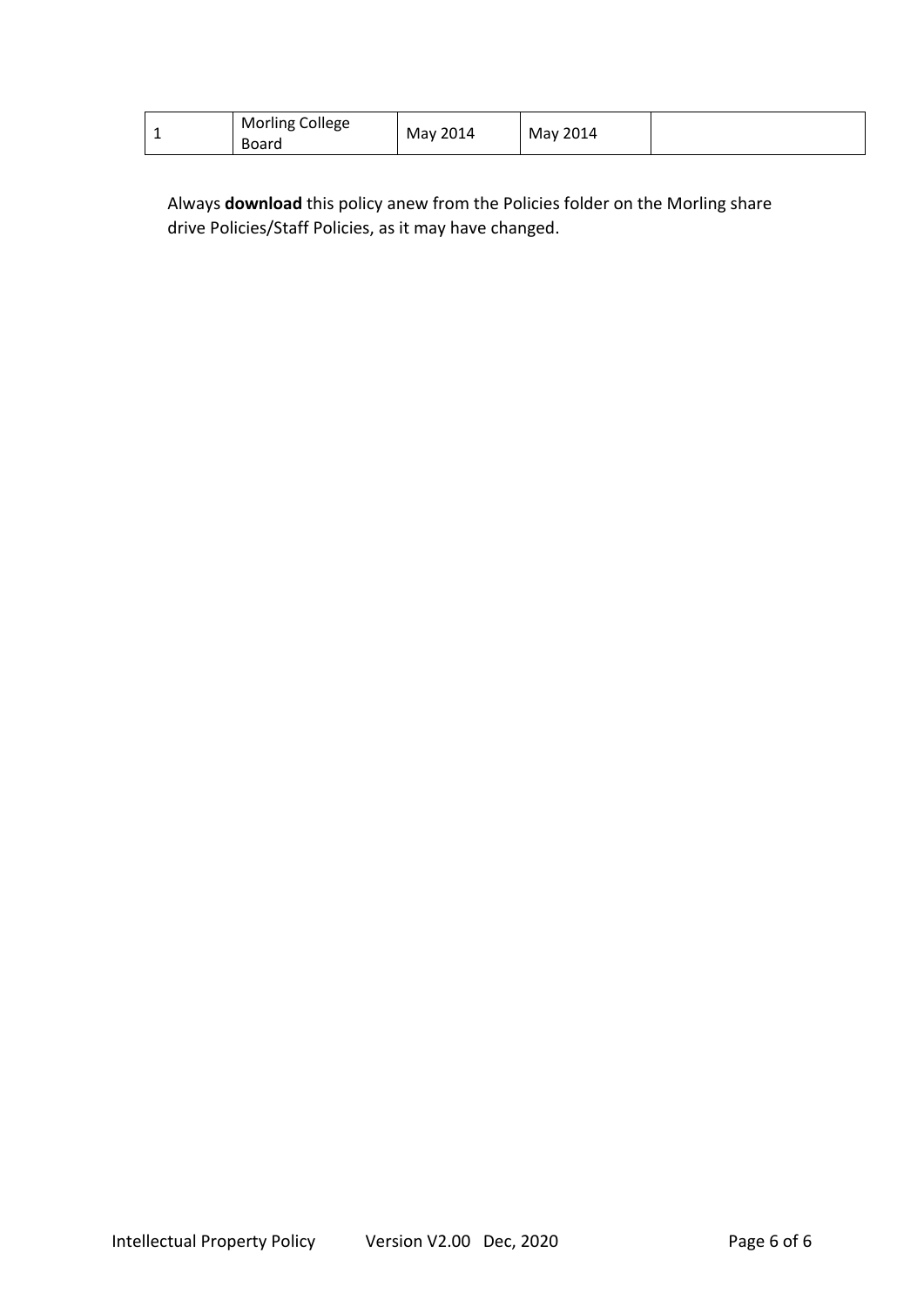| | | | | |
|---|---|---|---|---|
| 1 | Morling College Board | May 2014 | May 2014 | |

Always **download** this policy anew from the Policies folder on the Morling share drive Policies/Staff Policies, as it may have changed.